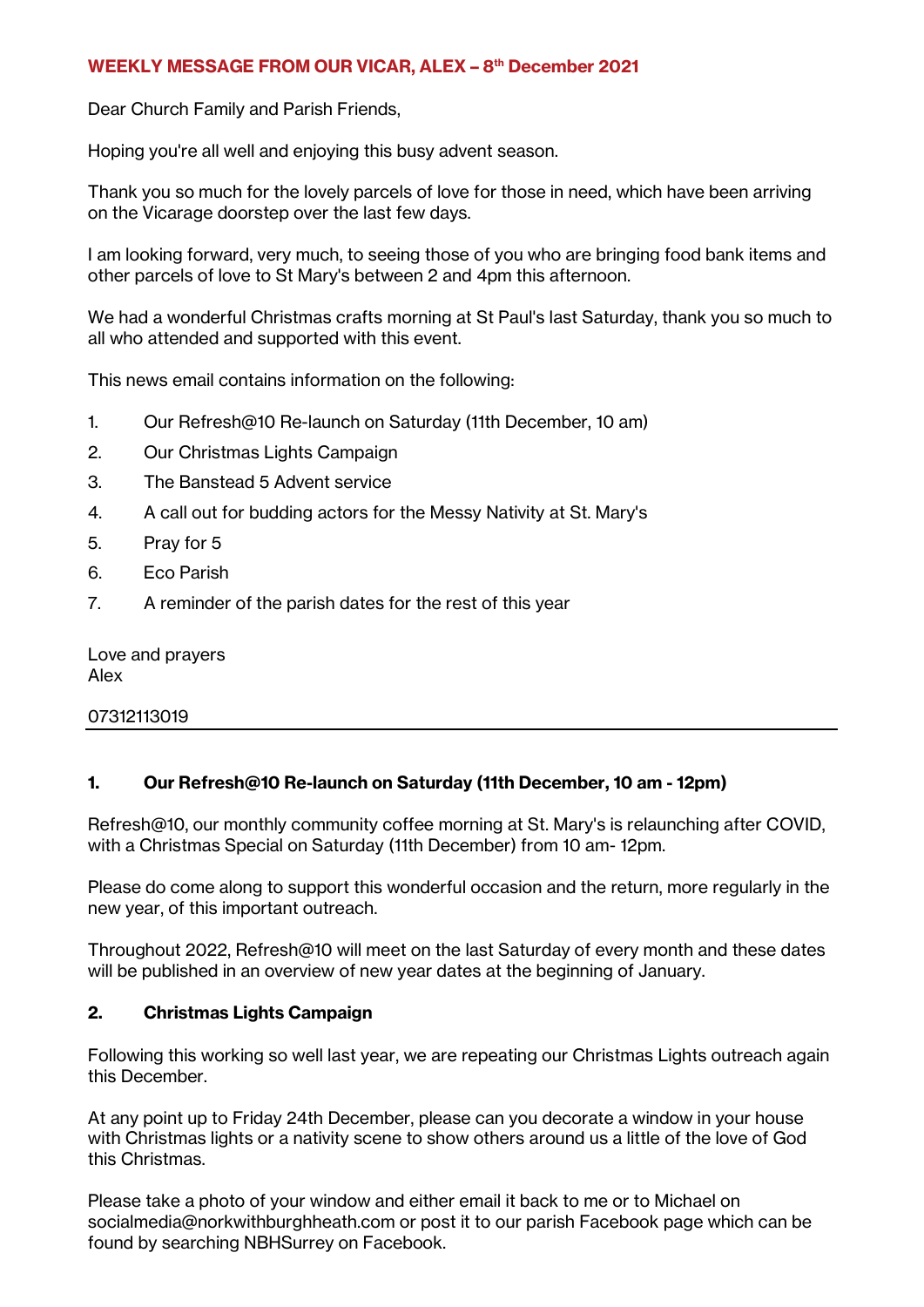## WEEKLY MESSAGE FROM OUR VICAR, ALEX – 8th December 2021

Dear Church Family and Parish Friends,

Hoping you're all well and enjoying this busy advent season.

Thank you so much for the lovely parcels of love for those in need, which have been arriving on the Vicarage doorstep over the last few days.

I am looking forward, very much, to seeing those of you who are bringing food bank items and other parcels of love to St Mary's between 2 and 4pm this afternoon.

We had a wonderful Christmas crafts morning at St Paul's last Saturday, thank you so much to all who attended and supported with this event.

This news email contains information on the following:

1. Our Refresh@10 Re-launch on Saturday (11th December, 10 am)
2. Our Christmas Lights Campaign
3. The Banstead 5 Advent service
4. A call out for budding actors for the Messy Nativity at St. Mary's
5. Pray for 5
6. Eco Parish
7. A reminder of the parish dates for the rest of this year

Love and prayers
Alex

07312113019

---

### 1. Our Refresh@10 Re-launch on Saturday (11th December, 10 am - 12pm)

Refresh@10, our monthly community coffee morning at St. Mary's is relaunching after COVID, with a Christmas Special on Saturday (11th December) from 10 am- 12pm.

Please do come along to support this wonderful occasion and the return, more regularly in the new year, of this important outreach.

Throughout 2022, Refresh@10 will meet on the last Saturday of every month and these dates will be published in an overview of new year dates at the beginning of January.

### 2. Christmas Lights Campaign

Following this working so well last year, we are repeating our Christmas Lights outreach again this December.

At any point up to Friday 24th December, please can you decorate a window in your house with Christmas lights or a nativity scene to show others around us a little of the love of God this Christmas.

Please take a photo of your window and either email it back to me or to Michael on socialmedia@norkwithburghheath.com or post it to our parish Facebook page which can be found by searching NBHSurrey on Facebook.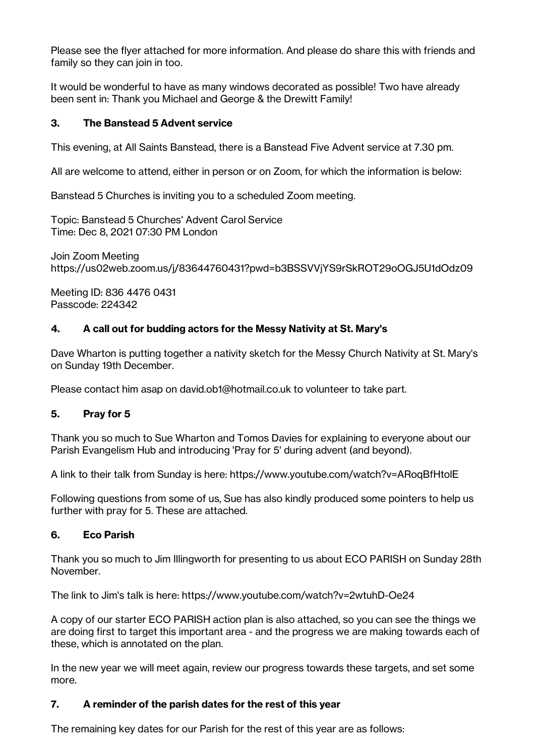Please see the flyer attached for more information. And please do share this with friends and family so they can join in too.

It would be wonderful to have as many windows decorated as possible! Two have already been sent in: Thank you Michael and George & the Drewitt Family!

### 3. The Banstead 5 Advent service

This evening, at All Saints Banstead, there is a Banstead Five Advent service at 7.30 pm.

All are welcome to attend, either in person or on Zoom, for which the information is below:

Banstead 5 Churches is inviting you to a scheduled Zoom meeting.

Topic: Banstead 5 Churches' Advent Carol Service
Time: Dec 8, 2021 07:30 PM London

Join Zoom Meeting
https://us02web.zoom.us/j/83644760431?pwd=b3BSSVVjYS9rSkROT29oOGJ5U1dOdz09

Meeting ID: 836 4476 0431
Passcode: 224342

### 4. A call out for budding actors for the Messy Nativity at St. Mary's

Dave Wharton is putting together a nativity sketch for the Messy Church Nativity at St. Mary's on Sunday 19th December.

Please contact him asap on david.ob1@hotmail.co.uk to volunteer to take part.

### 5. Pray for 5

Thank you so much to Sue Wharton and Tomos Davies for explaining to everyone about our Parish Evangelism Hub and introducing 'Pray for 5' during advent (and beyond).

A link to their talk from Sunday is here: https://www.youtube.com/watch?v=ARoqBfHtolE

Following questions from some of us, Sue has also kindly produced some pointers to help us further with pray for 5. These are attached.

### 6. Eco Parish

Thank you so much to Jim Illingworth for presenting to us about ECO PARISH on Sunday 28th November.

The link to Jim's talk is here: https://www.youtube.com/watch?v=2wtuhD-Oe24

A copy of our starter ECO PARISH action plan is also attached, so you can see the things we are doing first to target this important area - and the progress we are making towards each of these, which is annotated on the plan.

In the new year we will meet again, review our progress towards these targets, and set some more.

### 7. A reminder of the parish dates for the rest of this year

The remaining key dates for our Parish for the rest of this year are as follows: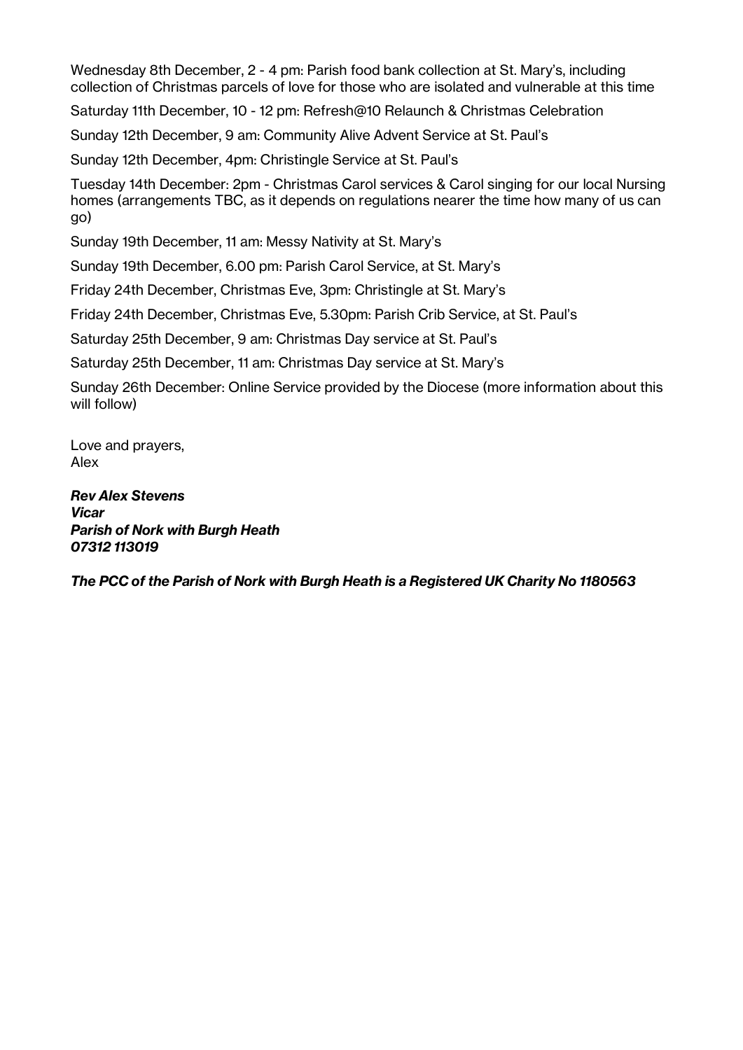Wednesday 8th December, 2 - 4 pm: Parish food bank collection at St. Mary's, including collection of Christmas parcels of love for those who are isolated and vulnerable at this time

Saturday 11th December, 10 - 12 pm: Refresh@10 Relaunch & Christmas Celebration

Sunday 12th December, 9 am: Community Alive Advent Service at St. Paul's

Sunday 12th December, 4pm: Christingle Service at St. Paul's

Tuesday 14th December: 2pm - Christmas Carol services & Carol singing for our local Nursing homes (arrangements TBC, as it depends on regulations nearer the time how many of us can go)

Sunday 19th December, 11 am: Messy Nativity at St. Mary's

Sunday 19th December, 6.00 pm: Parish Carol Service, at St. Mary's

Friday 24th December, Christmas Eve, 3pm: Christingle at St. Mary's

Friday 24th December, Christmas Eve, 5.30pm: Parish Crib Service, at St. Paul's

Saturday 25th December, 9 am: Christmas Day service at St. Paul's

Saturday 25th December, 11 am: Christmas Day service at St. Mary's

Sunday 26th December: Online Service provided by the Diocese (more information about this will follow)

Love and prayers,
Alex

***Rev Alex Stevens***
***Vicar***
***Parish of Nork with Burgh Heath***
***07312 113019***

***The PCC of the Parish of Nork with Burgh Heath is a Registered UK Charity No 1180563***